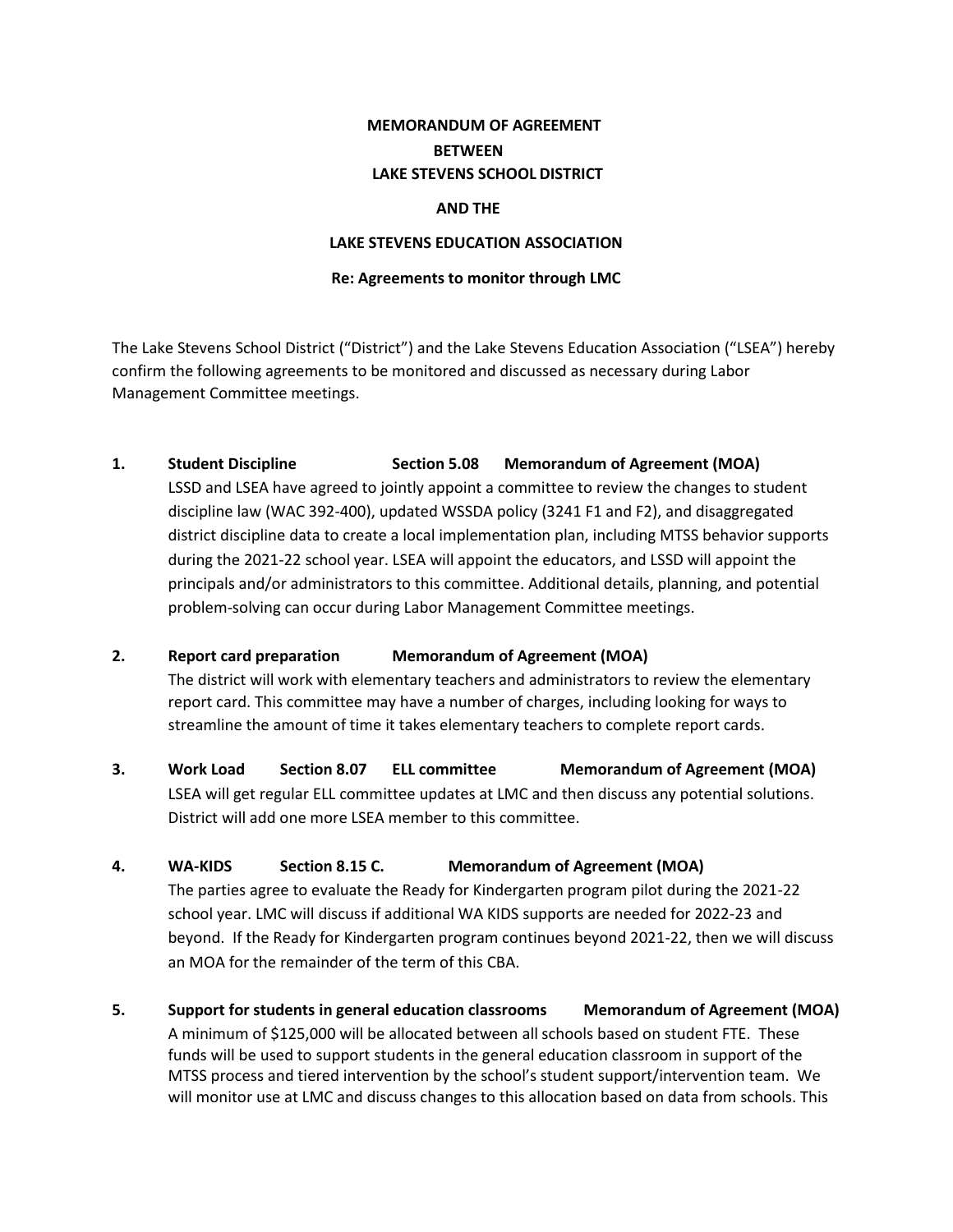# MEMORANDUM OF AGREEMENT
## BETWEEN
## LAKE STEVENS SCHOOL DISTRICT
## AND THE
## LAKE STEVENS EDUCATION ASSOCIATION
### Re: Agreements to monitor through LMC

The Lake Stevens School District ("District") and the Lake Stevens Education Association ("LSEA") hereby confirm the following agreements to be monitored and discussed as necessary during Labor Management Committee meetings.

1. **Student Discipline Section 5.08 Memorandum of Agreement (MOA)**
   LSSD and LSEA have agreed to jointly appoint a committee to review the changes to student discipline law (WAC 392-400), updated WSSDA policy (3241 F1 and F2), and disaggregated district discipline data to create a local implementation plan, including MTSS behavior supports during the 2021-22 school year. LSEA will appoint the educators, and LSSD will appoint the principals and/or administrators to this committee. Additional details, planning, and potential problem-solving can occur during Labor Management Committee meetings.

2. **Report card preparation Memorandum of Agreement (MOA)**
   The district will work with elementary teachers and administrators to review the elementary report card. This committee may have a number of charges, including looking for ways to streamline the amount of time it takes elementary teachers to complete report cards.

3. **Work Load Section 8.07 ELL committee Memorandum of Agreement (MOA)**
   LSEA will get regular ELL committee updates at LMC and then discuss any potential solutions. District will add one more LSEA member to this committee.

4. **WA-KIDS Section 8.15 C. Memorandum of Agreement (MOA)**
   The parties agree to evaluate the Ready for Kindergarten program pilot during the 2021-22 school year. LMC will discuss if additional WA KIDS supports are needed for 2022-23 and beyond. If the Ready for Kindergarten program continues beyond 2021-22, then we will discuss an MOA for the remainder of the term of this CBA.

5. **Support for students in general education classrooms Memorandum of Agreement (MOA)**
   A minimum of $125,000 will be allocated between all schools based on student FTE. These funds will be used to support students in the general education classroom in support of the MTSS process and tiered intervention by the school's student support/intervention team. We will monitor use at LMC and discuss changes to this allocation based on data from schools. This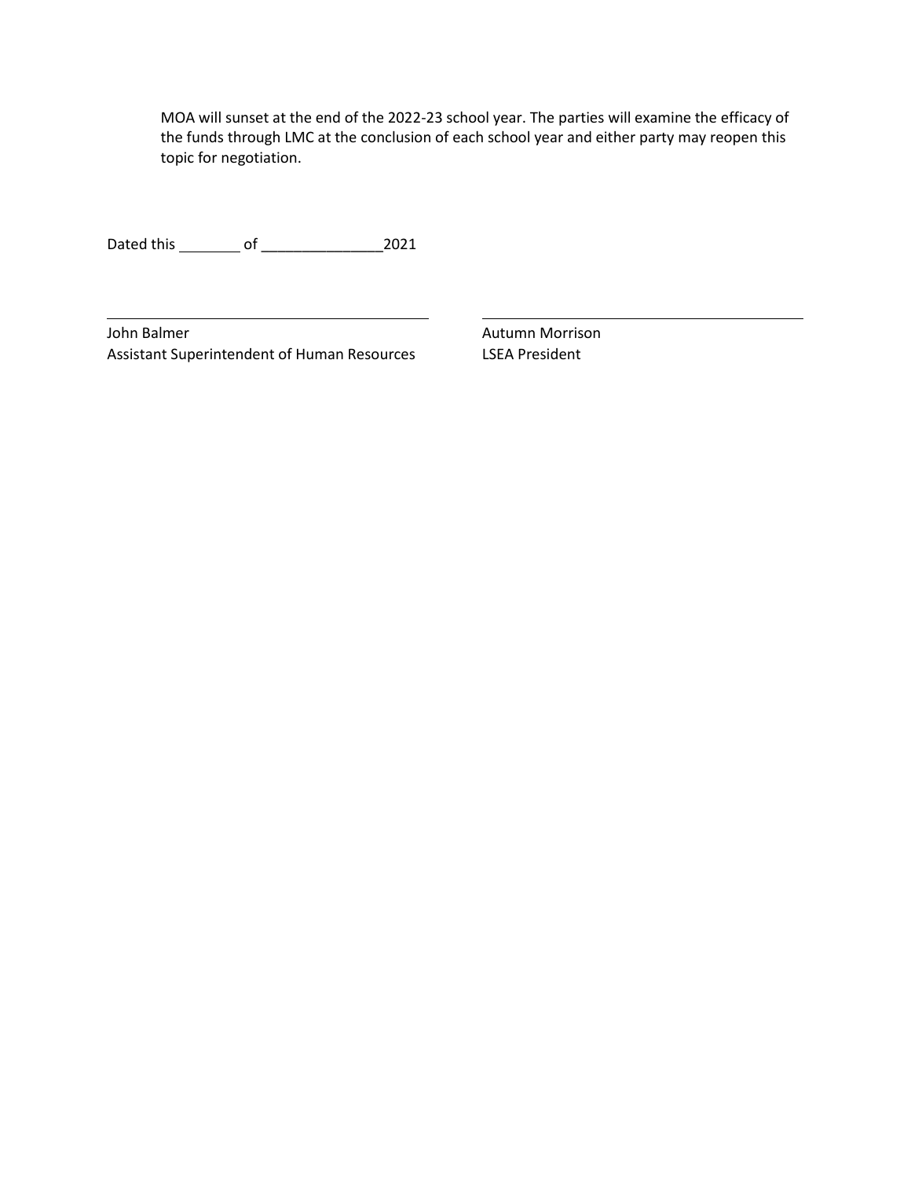MOA will sunset at the end of the 2022-23 school year. The parties will examine the efficacy of the funds through LMC at the conclusion of each school year and either party may reopen this topic for negotiation.

Dated this ________ of _______________2021

| | |
|---|---|
| ______________________________ | ______________________________ |
| John Balmer | Autumn Morrison |
| Assistant Superintendent of Human Resources | LSEA President |